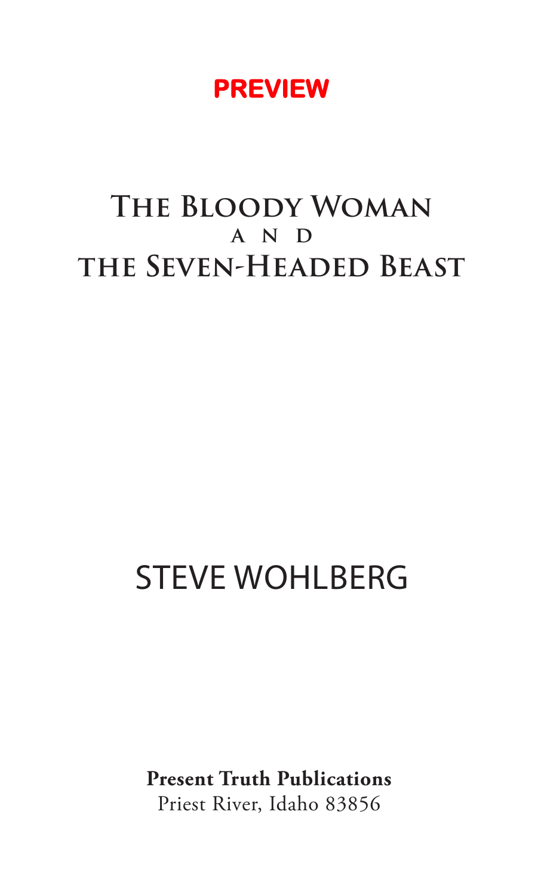**PREVIEW**

# The Bloody Woman and the Seven-Headed Beast

## STEVE WOHLBERG

**Present Truth Publications**
Priest River, Idaho 83856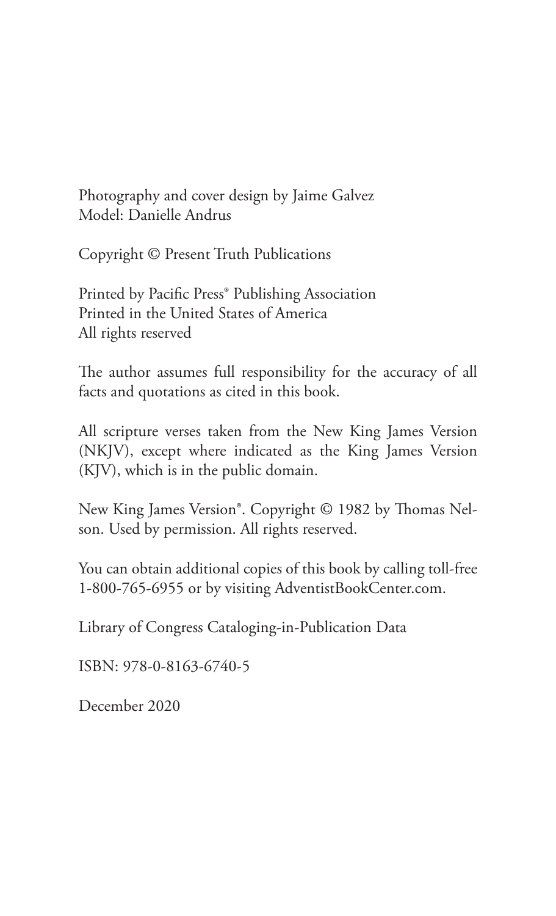Photography and cover design by Jaime Galvez
Model: Danielle Andrus

Copyright © Present Truth Publications

Printed by Pacific Press® Publishing Association
Printed in the United States of America
All rights reserved

The author assumes full responsibility for the accuracy of all facts and quotations as cited in this book.

All scripture verses taken from the New King James Version (NKJV), except where indicated as the King James Version (KJV), which is in the public domain.

New King James Version®. Copyright © 1982 by Thomas Nelson. Used by permission. All rights reserved.

You can obtain additional copies of this book by calling toll-free 1-800-765-6955 or by visiting AdventistBookCenter.com.

Library of Congress Cataloging-in-Publication Data

ISBN: 978-0-8163-6740-5

December 2020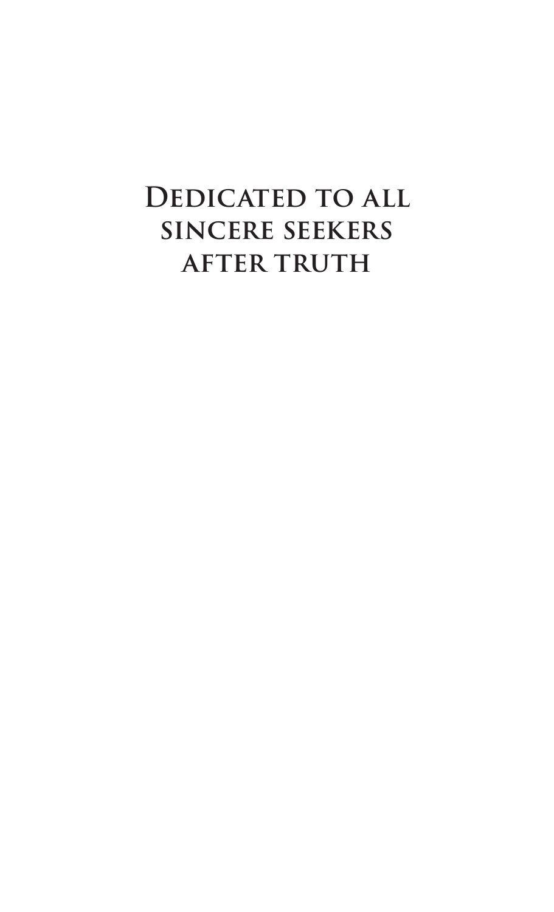**Dedicated to all sincere seekers after truth**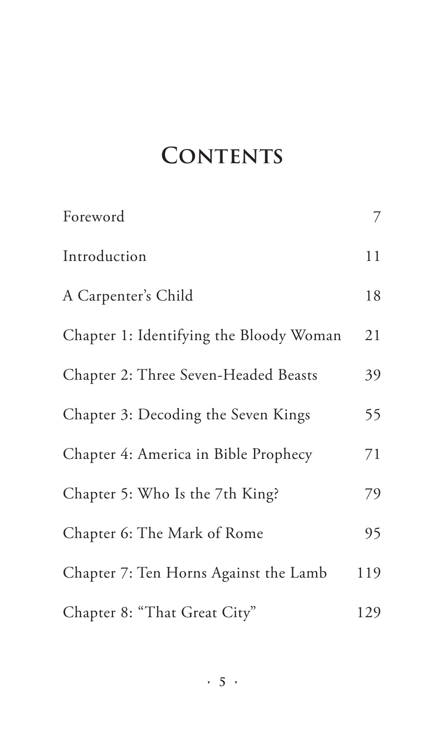# Contents

| | |
|---|---|
| Foreword | 7 |
| Introduction | 11 |
| A Carpenter's Child | 18 |
| Chapter 1: Identifying the Bloody Woman | 21 |
| Chapter 2: Three Seven-Headed Beasts | 39 |
| Chapter 3: Decoding the Seven Kings | 55 |
| Chapter 4: America in Bible Prophecy | 71 |
| Chapter 5: Who Is the 7th King? | 79 |
| Chapter 6: The Mark of Rome | 95 |
| Chapter 7: Ten Horns Against the Lamb | 119 |
| Chapter 8: "That Great City" | 129 |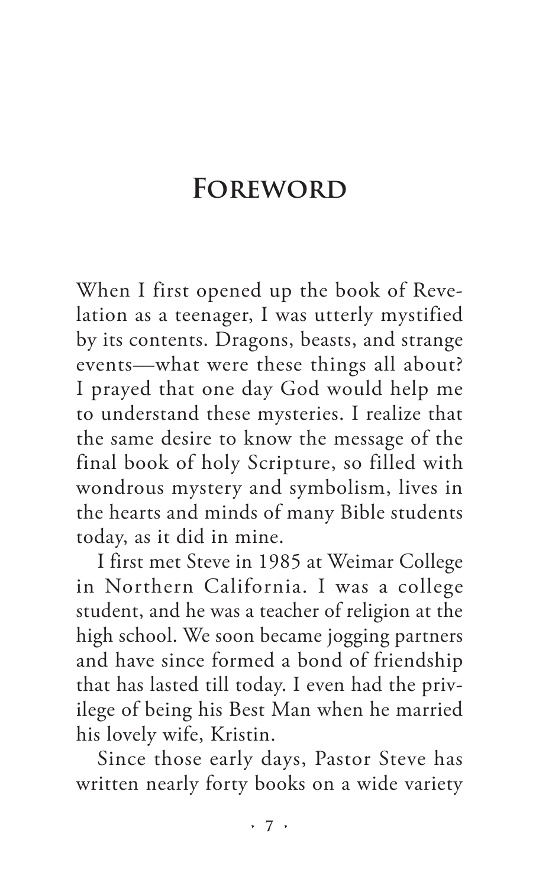# Foreword

When I first opened up the book of Revelation as a teenager, I was utterly mystified by its contents. Dragons, beasts, and strange events—what were these things all about? I prayed that one day God would help me to understand these mysteries. I realize that the same desire to know the message of the final book of holy Scripture, so filled with wondrous mystery and symbolism, lives in the hearts and minds of many Bible students today, as it did in mine.

I first met Steve in 1985 at Weimar College in Northern California. I was a college student, and he was a teacher of religion at the high school. We soon became jogging partners and have since formed a bond of friendship that has lasted till today. I even had the privilege of being his Best Man when he married his lovely wife, Kristin.

Since those early days, Pastor Steve has written nearly forty books on a wide variety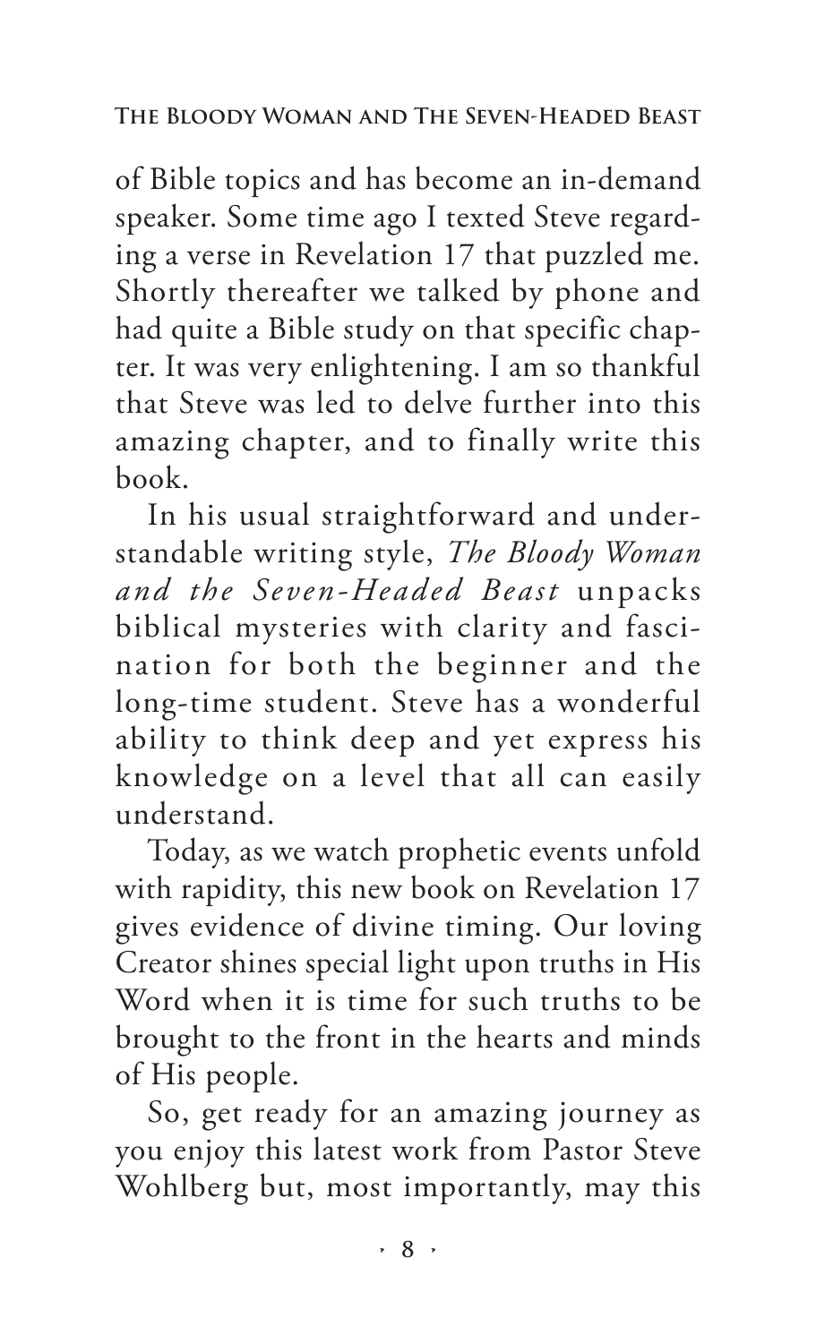of Bible topics and has become an in-demand speaker. Some time ago I texted Steve regarding a verse in Revelation 17 that puzzled me. Shortly thereafter we talked by phone and had quite a Bible study on that specific chapter. It was very enlightening. I am so thankful that Steve was led to delve further into this amazing chapter, and to finally write this book.

In his usual straightforward and understandable writing style, *The Bloody Woman and the Seven-Headed Beast* unpacks biblical mysteries with clarity and fascination for both the beginner and the long-time student. Steve has a wonderful ability to think deep and yet express his knowledge on a level that all can easily understand.

Today, as we watch prophetic events unfold with rapidity, this new book on Revelation 17 gives evidence of divine timing. Our loving Creator shines special light upon truths in His Word when it is time for such truths to be brought to the front in the hearts and minds of His people.

So, get ready for an amazing journey as you enjoy this latest work from Pastor Steve Wohlberg but, most importantly, may this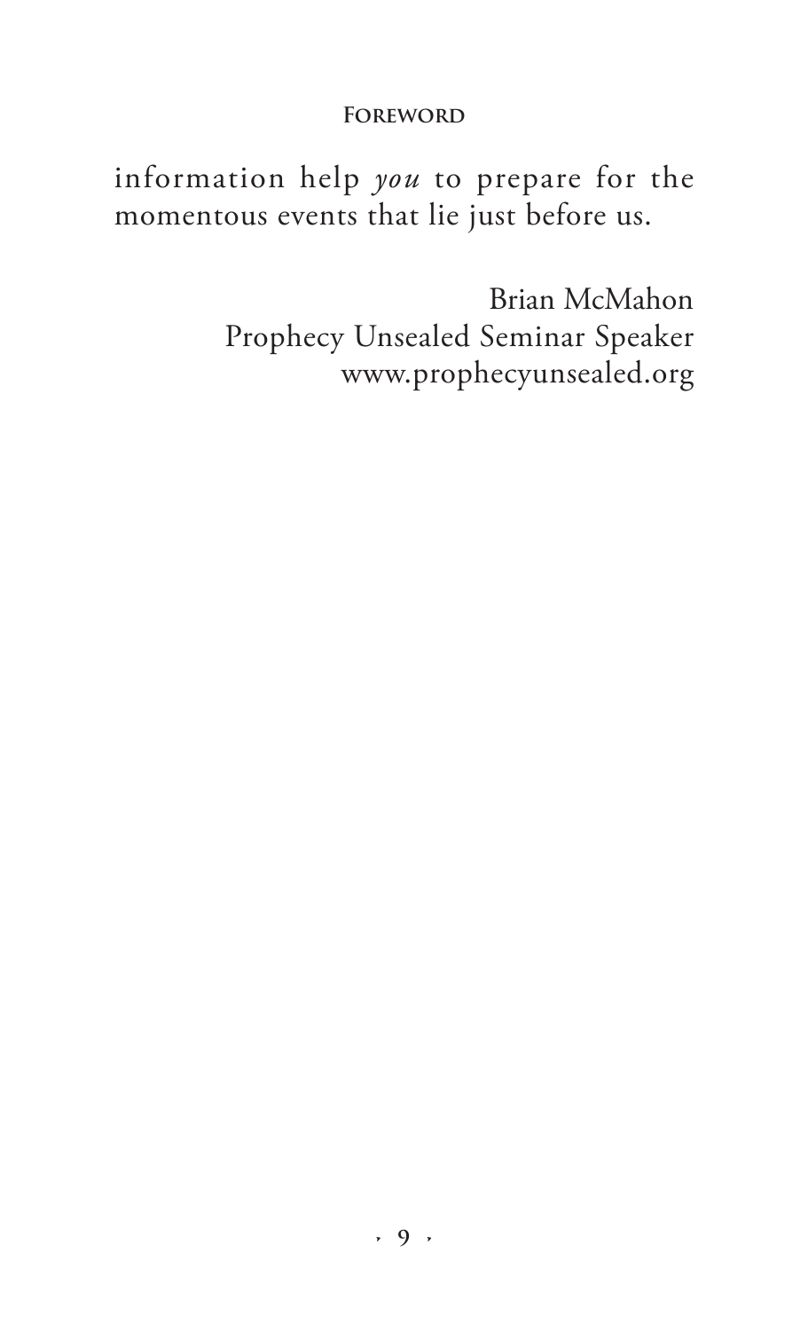information help *you* to prepare for the momentous events that lie just before us.

Brian McMahon
Prophecy Unsealed Seminar Speaker
www.prophecyunsealed.org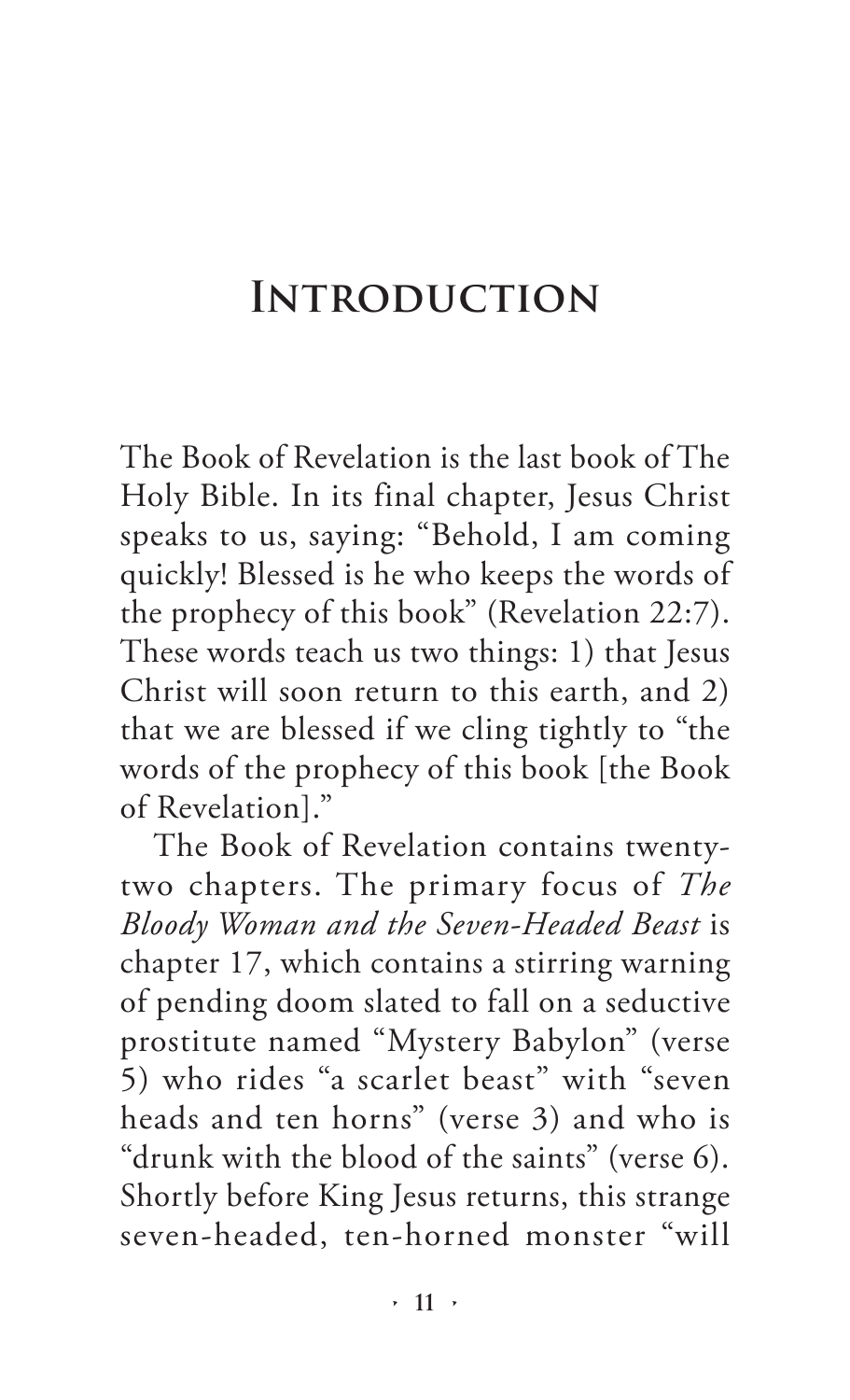# Introduction

The Book of Revelation is the last book of The Holy Bible. In its final chapter, Jesus Christ speaks to us, saying: "Behold, I am coming quickly! Blessed is he who keeps the words of the prophecy of this book" (Revelation 22:7). These words teach us two things: 1) that Jesus Christ will soon return to this earth, and 2) that we are blessed if we cling tightly to "the words of the prophecy of this book [the Book of Revelation]."

The Book of Revelation contains twenty-two chapters. The primary focus of *The Bloody Woman and the Seven-Headed Beast* is chapter 17, which contains a stirring warning of pending doom slated to fall on a seductive prostitute named "Mystery Babylon" (verse 5) who rides "a scarlet beast" with "seven heads and ten horns" (verse 3) and who is "drunk with the blood of the saints" (verse 6). Shortly before King Jesus returns, this strange seven-headed, ten-horned monster "will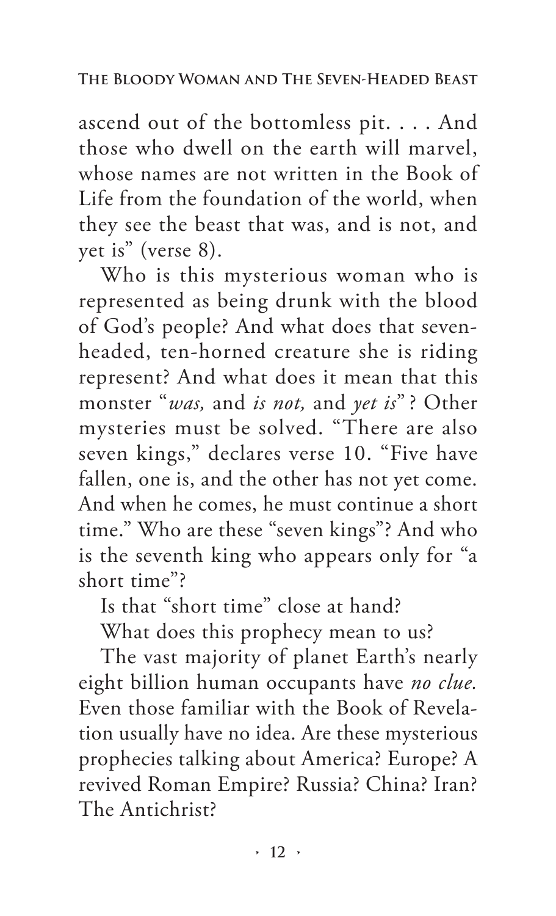ascend out of the bottomless pit. . . . And those who dwell on the earth will marvel, whose names are not written in the Book of Life from the foundation of the world, when they see the beast that was, and is not, and yet is" (verse 8).

Who is this mysterious woman who is represented as being drunk with the blood of God's people? And what does that seven-headed, ten-horned creature she is riding represent? And what does it mean that this monster "*was,* and *is not,* and *yet is*"? Other mysteries must be solved. "There are also seven kings," declares verse 10. "Five have fallen, one is, and the other has not yet come. And when he comes, he must continue a short time." Who are these "seven kings"? And who is the seventh king who appears only for "a short time"?

Is that "short time" close at hand?

What does this prophecy mean to us?

The vast majority of planet Earth's nearly eight billion human occupants have *no clue.* Even those familiar with the Book of Revelation usually have no idea. Are these mysterious prophecies talking about America? Europe? A revived Roman Empire? Russia? China? Iran? The Antichrist?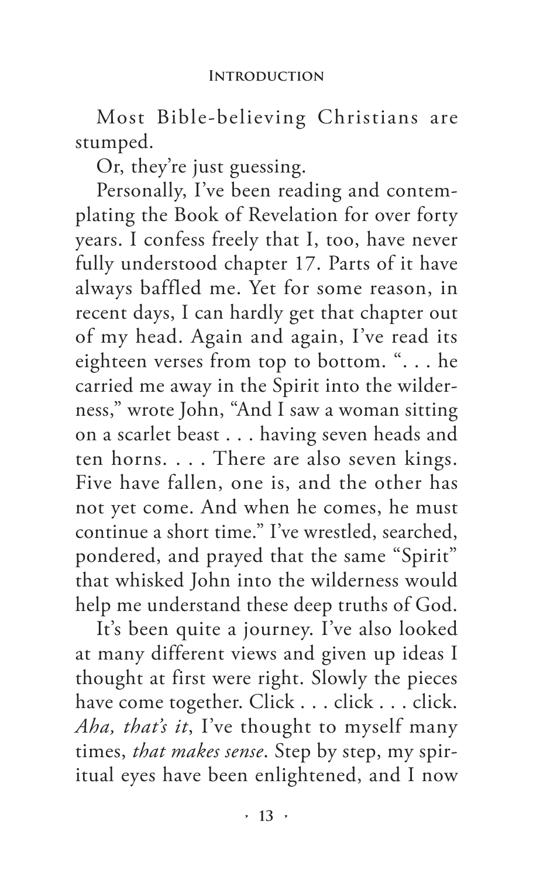Most Bible-believing Christians are stumped.

Or, they're just guessing.

Personally, I've been reading and contemplating the Book of Revelation for over forty years. I confess freely that I, too, have never fully understood chapter 17. Parts of it have always baffled me. Yet for some reason, in recent days, I can hardly get that chapter out of my head. Again and again, I've read its eighteen verses from top to bottom. ". . . he carried me away in the Spirit into the wilderness," wrote John, "And I saw a woman sitting on a scarlet beast . . . having seven heads and ten horns. . . . There are also seven kings. Five have fallen, one is, and the other has not yet come. And when he comes, he must continue a short time." I've wrestled, searched, pondered, and prayed that the same "Spirit" that whisked John into the wilderness would help me understand these deep truths of God.

It's been quite a journey. I've also looked at many different views and given up ideas I thought at first were right. Slowly the pieces have come together. Click . . . click . . . click. *Aha, that's it*, I've thought to myself many times, *that makes sense*. Step by step, my spiritual eyes have been enlightened, and I now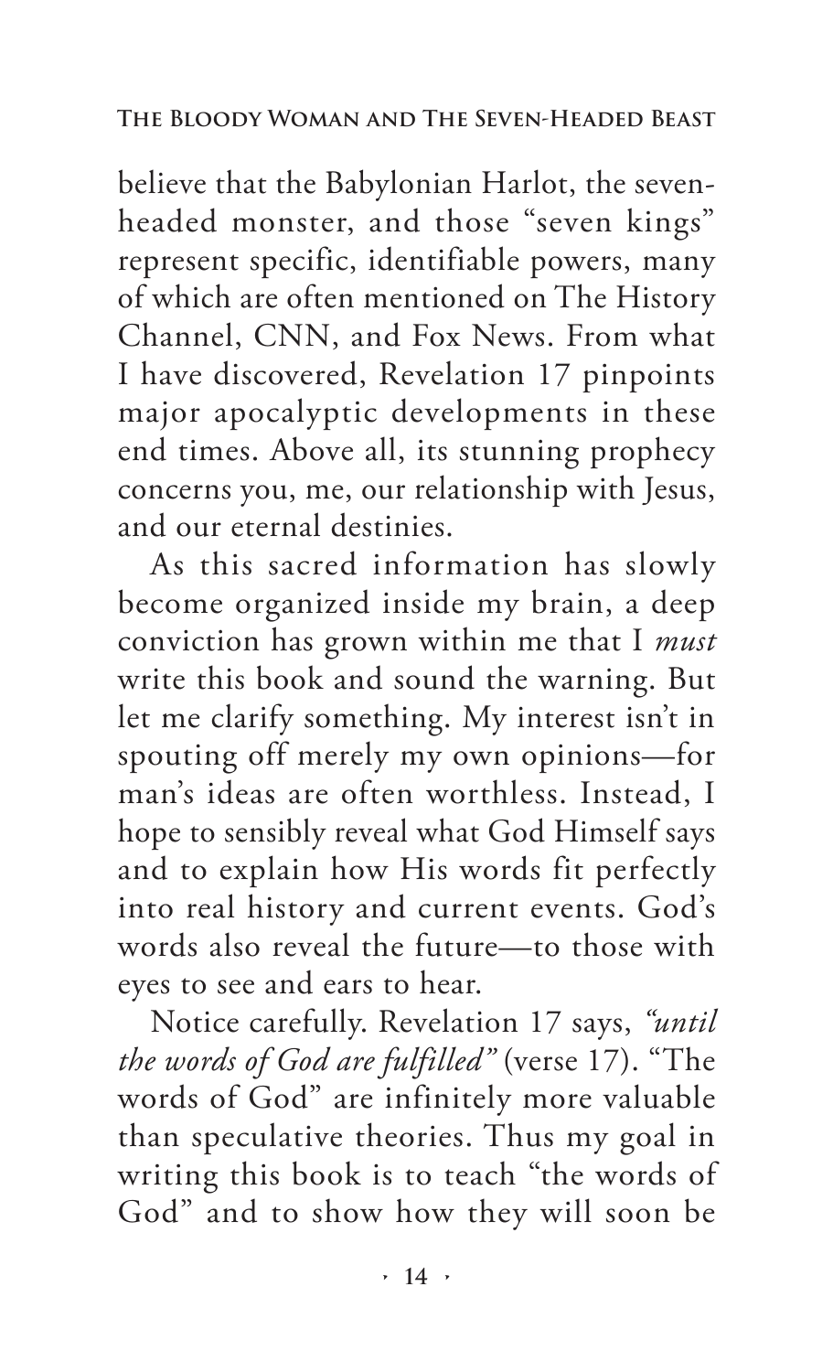believe that the Babylonian Harlot, the seven-headed monster, and those "seven kings" represent specific, identifiable powers, many of which are often mentioned on The History Channel, CNN, and Fox News. From what I have discovered, Revelation 17 pinpoints major apocalyptic developments in these end times. Above all, its stunning prophecy concerns you, me, our relationship with Jesus, and our eternal destinies.

As this sacred information has slowly become organized inside my brain, a deep conviction has grown within me that I *must* write this book and sound the warning. But let me clarify something. My interest isn't in spouting off merely my own opinions—for man's ideas are often worthless. Instead, I hope to sensibly reveal what God Himself says and to explain how His words fit perfectly into real history and current events. God's words also reveal the future—to those with eyes to see and ears to hear.

Notice carefully. Revelation 17 says, *"until the words of God are fulfilled"* (verse 17). "The words of God" are infinitely more valuable than speculative theories. Thus my goal in writing this book is to teach "the words of God" and to show how they will soon be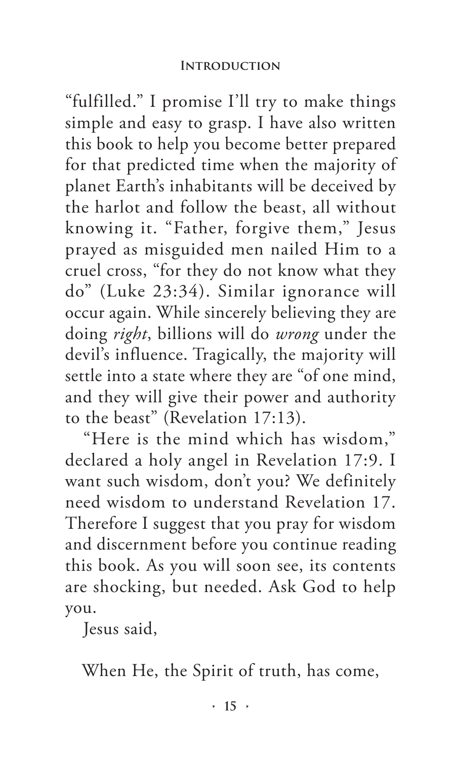"fulfilled." I promise I'll try to make things simple and easy to grasp. I have also written this book to help you become better prepared for that predicted time when the majority of planet Earth's inhabitants will be deceived by the harlot and follow the beast, all without knowing it. "Father, forgive them," Jesus prayed as misguided men nailed Him to a cruel cross, "for they do not know what they do" (Luke 23:34). Similar ignorance will occur again. While sincerely believing they are doing *right*, billions will do *wrong* under the devil's influence. Tragically, the majority will settle into a state where they are "of one mind, and they will give their power and authority to the beast" (Revelation 17:13).

"Here is the mind which has wisdom," declared a holy angel in Revelation 17:9. I want such wisdom, don't you? We definitely need wisdom to understand Revelation 17. Therefore I suggest that you pray for wisdom and discernment before you continue reading this book. As you will soon see, its contents are shocking, but needed. Ask God to help you.

Jesus said,

> When He, the Spirit of truth, has come,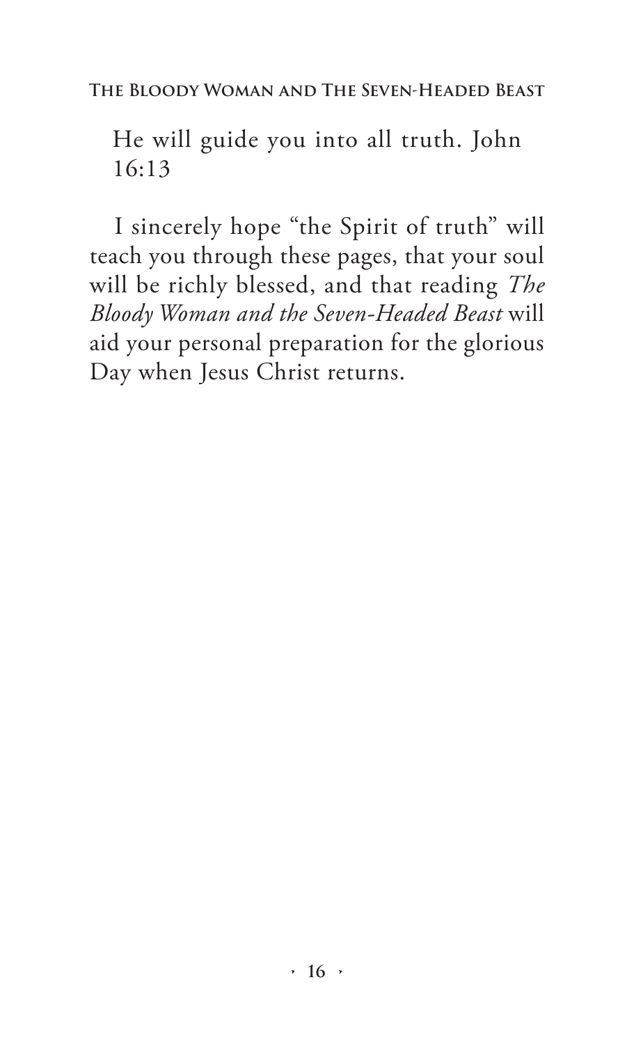He will guide you into all truth. John 16:13

I sincerely hope "the Spirit of truth" will teach you through these pages, that your soul will be richly blessed, and that reading *The Bloody Woman and the Seven-Headed Beast* will aid your personal preparation for the glorious Day when Jesus Christ returns.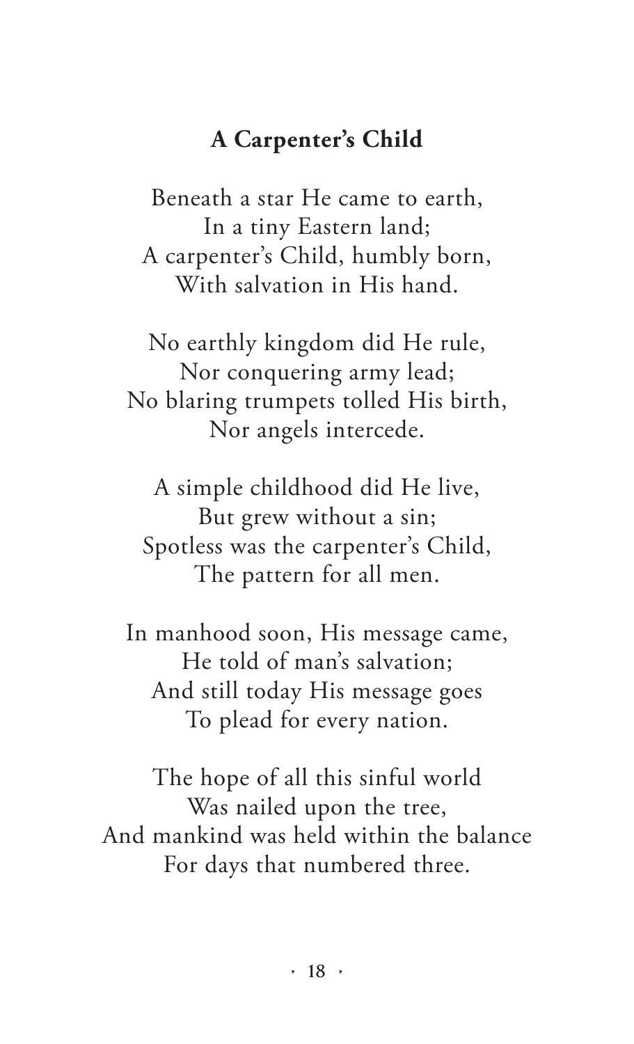## A Carpenter's Child

Beneath a star He came to earth,  
In a tiny Eastern land;  
A carpenter's Child, humbly born,  
With salvation in His hand.

No earthly kingdom did He rule,  
Nor conquering army lead;  
No blaring trumpets tolled His birth,  
Nor angels intercede.

A simple childhood did He live,  
But grew without a sin;  
Spotless was the carpenter's Child,  
The pattern for all men.

In manhood soon, His message came,  
He told of man's salvation;  
And still today His message goes  
To plead for every nation.

The hope of all this sinful world  
Was nailed upon the tree,  
And mankind was held within the balance  
For days that numbered three.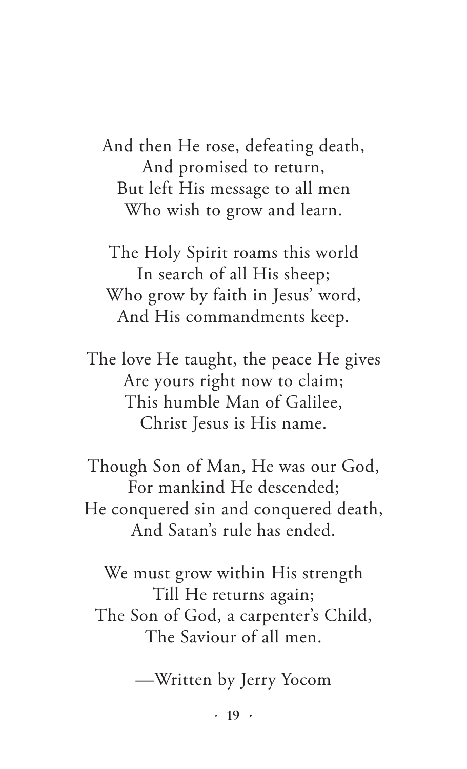And then He rose, defeating death,  
And promised to return,  
But left His message to all men  
Who wish to grow and learn.

The Holy Spirit roams this world  
In search of all His sheep;  
Who grow by faith in Jesus' word,  
And His commandments keep.

The love He taught, the peace He gives  
Are yours right now to claim;  
This humble Man of Galilee,  
Christ Jesus is His name.

Though Son of Man, He was our God,  
For mankind He descended;  
He conquered sin and conquered death,  
And Satan's rule has ended.

We must grow within His strength  
Till He returns again;  
The Son of God, a carpenter's Child,  
The Saviour of all men.

—Written by Jerry Yocom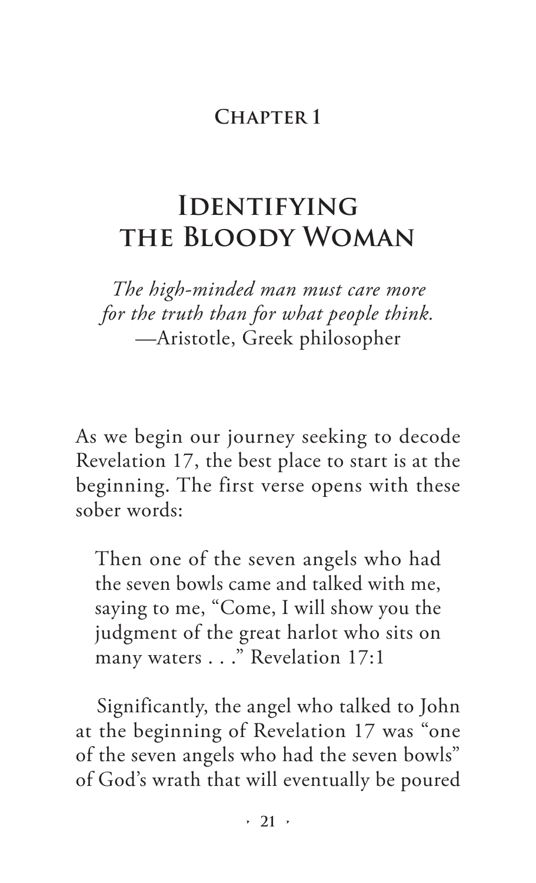## Chapter 1

# Identifying the Bloody Woman

*The high-minded man must care more for the truth than for what people think.*
—Aristotle, Greek philosopher

As we begin our journey seeking to decode Revelation 17, the best place to start is at the beginning. The first verse opens with these sober words:

> Then one of the seven angels who had the seven bowls came and talked with me, saying to me, "Come, I will show you the judgment of the great harlot who sits on many waters . . ." Revelation 17:1

Significantly, the angel who talked to John at the beginning of Revelation 17 was "one of the seven angels who had the seven bowls" of God's wrath that will eventually be poured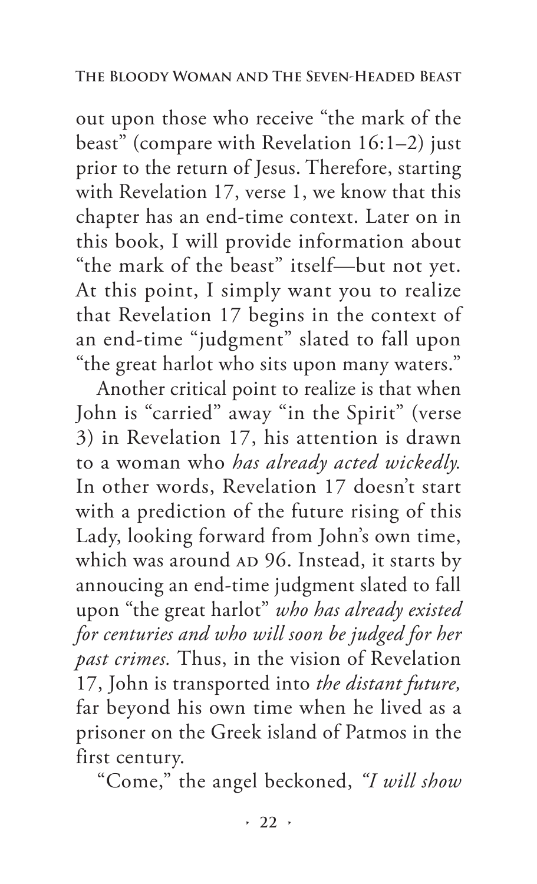out upon those who receive "the mark of the beast" (compare with Revelation 16:1–2) just prior to the return of Jesus. Therefore, starting with Revelation 17, verse 1, we know that this chapter has an end-time context. Later on in this book, I will provide information about "the mark of the beast" itself—but not yet. At this point, I simply want you to realize that Revelation 17 begins in the context of an end-time "judgment" slated to fall upon "the great harlot who sits upon many waters."

Another critical point to realize is that when John is "carried" away "in the Spirit" (verse 3) in Revelation 17, his attention is drawn to a woman who *has already acted wickedly.* In other words, Revelation 17 doesn't start with a prediction of the future rising of this Lady, looking forward from John's own time, which was around AD 96. Instead, it starts by annoucing an end-time judgment slated to fall upon "the great harlot" *who has already existed for centuries and who will soon be judged for her past crimes.* Thus, in the vision of Revelation 17, John is transported into *the distant future,* far beyond his own time when he lived as a prisoner on the Greek island of Patmos in the first century.

"Come," the angel beckoned, *"I will show*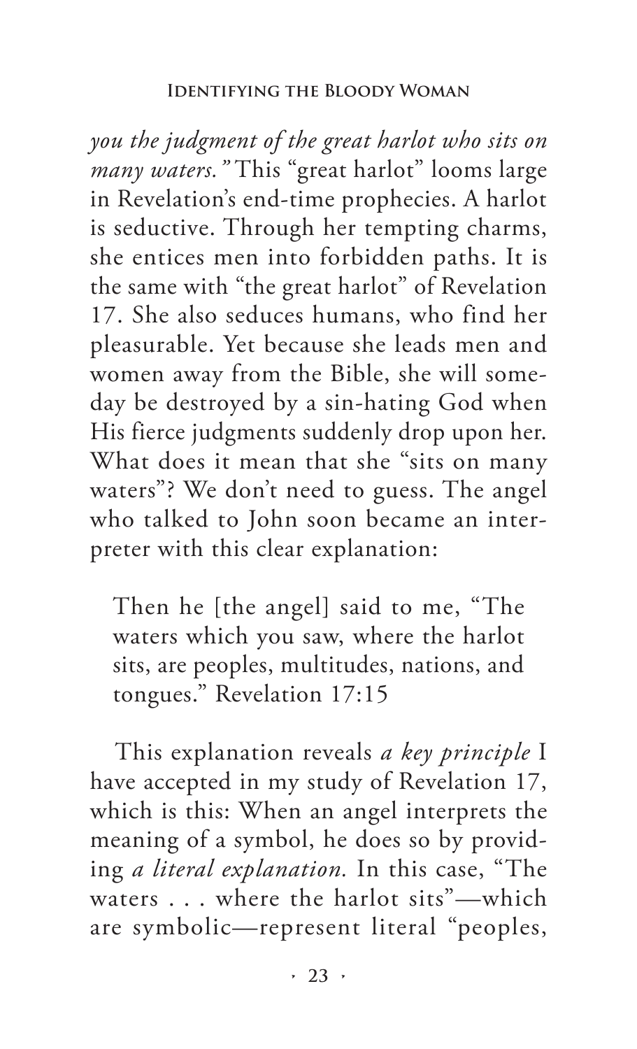*you the judgment of the great harlot who sits on many waters."* This "great harlot" looms large in Revelation's end-time prophecies. A harlot is seductive. Through her tempting charms, she entices men into forbidden paths. It is the same with "the great harlot" of Revelation 17. She also seduces humans, who find her pleasurable. Yet because she leads men and women away from the Bible, she will someday be destroyed by a sin-hating God when His fierce judgments suddenly drop upon her. What does it mean that she "sits on many waters"? We don't need to guess. The angel who talked to John soon became an interpreter with this clear explanation:

> Then he [the angel] said to me, "The waters which you saw, where the harlot sits, are peoples, multitudes, nations, and tongues." Revelation 17:15

This explanation reveals *a key principle* I have accepted in my study of Revelation 17, which is this: When an angel interprets the meaning of a symbol, he does so by providing *a literal explanation.* In this case, "The waters . . . where the harlot sits"—which are symbolic—represent literal "peoples,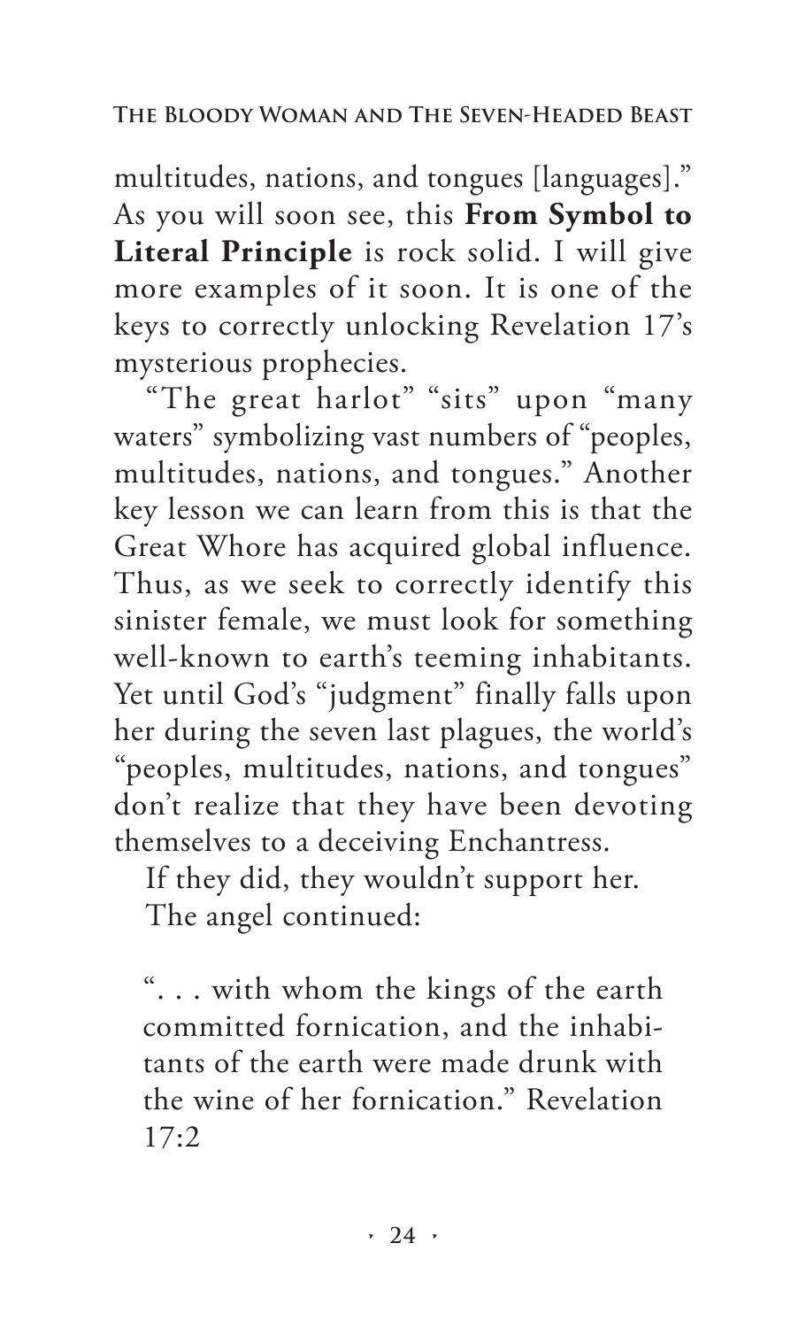multitudes, nations, and tongues [languages]." As you will soon see, this **From Symbol to Literal Principle** is rock solid. I will give more examples of it soon. It is one of the keys to correctly unlocking Revelation 17's mysterious prophecies.

"The great harlot" "sits" upon "many waters" symbolizing vast numbers of "peoples, multitudes, nations, and tongues." Another key lesson we can learn from this is that the Great Whore has acquired global influence. Thus, as we seek to correctly identify this sinister female, we must look for something well-known to earth's teeming inhabitants. Yet until God's "judgment" finally falls upon her during the seven last plagues, the world's "peoples, multitudes, nations, and tongues" don't realize that they have been devoting themselves to a deceiving Enchantress.

If they did, they wouldn't support her.

The angel continued:

> ". . . with whom the kings of the earth committed fornication, and the inhabitants of the earth were made drunk with the wine of her fornication." Revelation 17:2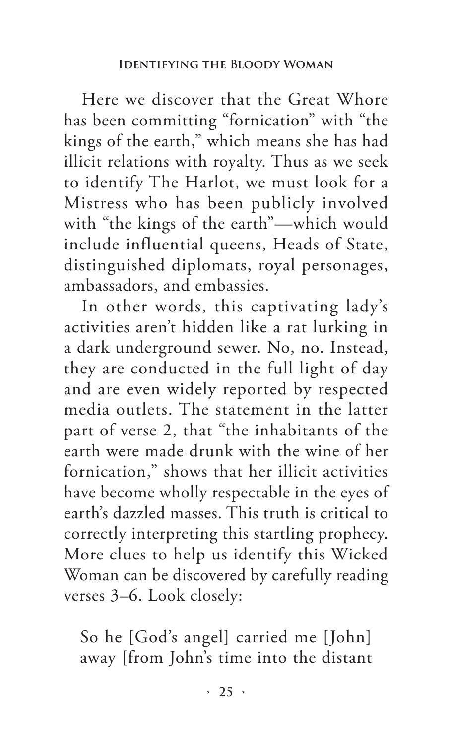Here we discover that the Great Whore has been committing "fornication" with "the kings of the earth," which means she has had illicit relations with royalty. Thus as we seek to identify The Harlot, we must look for a Mistress who has been publicly involved with "the kings of the earth"—which would include influential queens, Heads of State, distinguished diplomats, royal personages, ambassadors, and embassies.

In other words, this captivating lady's activities aren't hidden like a rat lurking in a dark underground sewer. No, no. Instead, they are conducted in the full light of day and are even widely reported by respected media outlets. The statement in the latter part of verse 2, that "the inhabitants of the earth were made drunk with the wine of her fornication," shows that her illicit activities have become wholly respectable in the eyes of earth's dazzled masses. This truth is critical to correctly interpreting this startling prophecy. More clues to help us identify this Wicked Woman can be discovered by carefully reading verses 3–6. Look closely:

> So he [God's angel] carried me [John] away [from John's time into the distant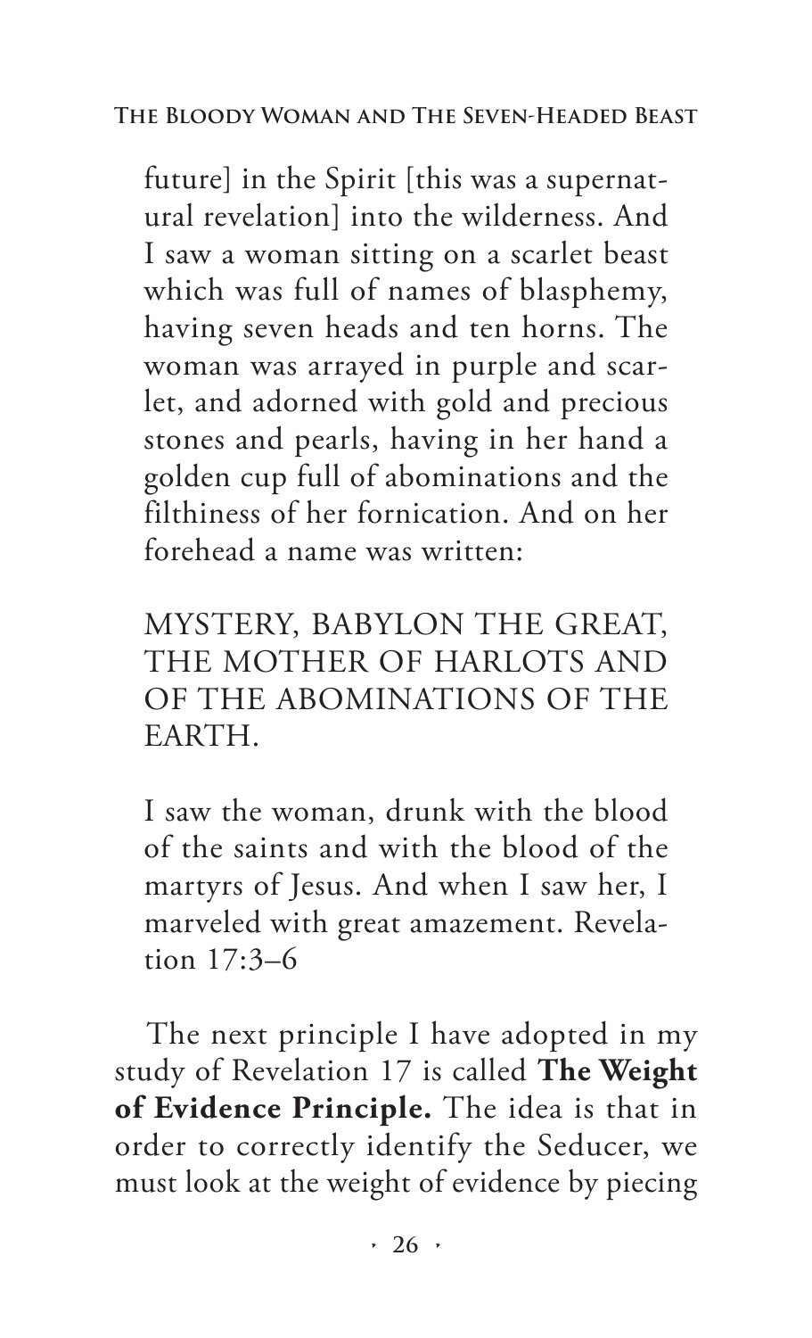future] in the Spirit [this was a supernatural revelation] into the wilderness. And I saw a woman sitting on a scarlet beast which was full of names of blasphemy, having seven heads and ten horns. The woman was arrayed in purple and scarlet, and adorned with gold and precious stones and pearls, having in her hand a golden cup full of abominations and the filthiness of her fornication. And on her forehead a name was written:

> MYSTERY, BABYLON THE GREAT, THE MOTHER OF HARLOTS AND OF THE ABOMINATIONS OF THE EARTH.

I saw the woman, drunk with the blood of the saints and with the blood of the martyrs of Jesus. And when I saw her, I marveled with great amazement. Revelation 17:3–6

The next principle I have adopted in my study of Revelation 17 is called **The Weight of Evidence Principle.** The idea is that in order to correctly identify the Seducer, we must look at the weight of evidence by piecing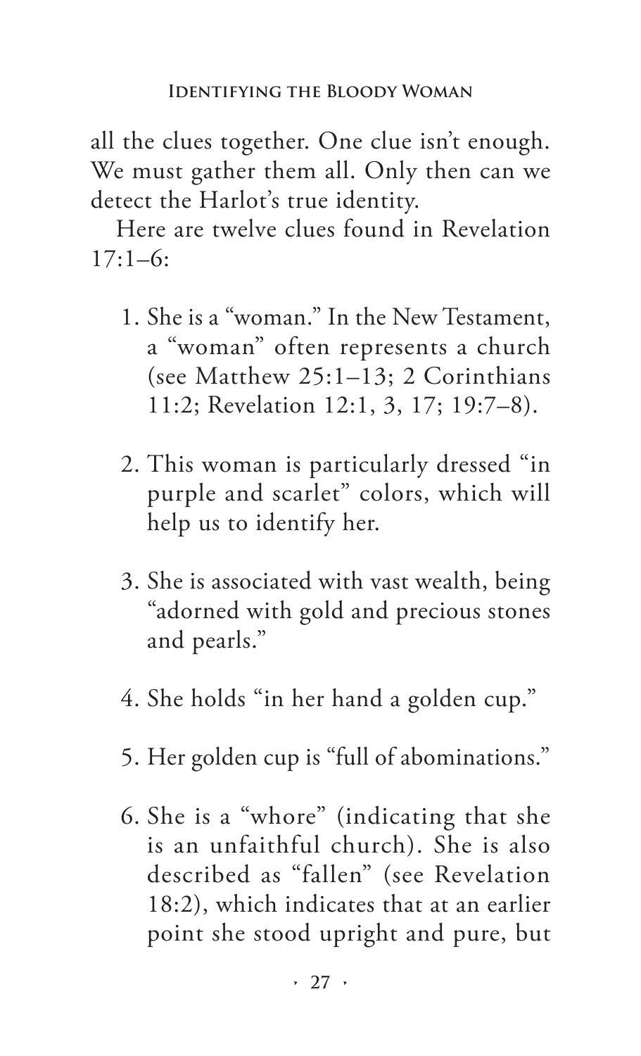all the clues together. One clue isn't enough. We must gather them all. Only then can we detect the Harlot's true identity.

Here are twelve clues found in Revelation 17:1–6:

1. She is a "woman." In the New Testament, a "woman" often represents a church (see Matthew 25:1–13; 2 Corinthians 11:2; Revelation 12:1, 3, 17; 19:7–8).

2. This woman is particularly dressed "in purple and scarlet" colors, which will help us to identify her.

3. She is associated with vast wealth, being "adorned with gold and precious stones and pearls."

4. She holds "in her hand a golden cup."

5. Her golden cup is "full of abominations."

6. She is a "whore" (indicating that she is an unfaithful church). She is also described as "fallen" (see Revelation 18:2), which indicates that at an earlier point she stood upright and pure, but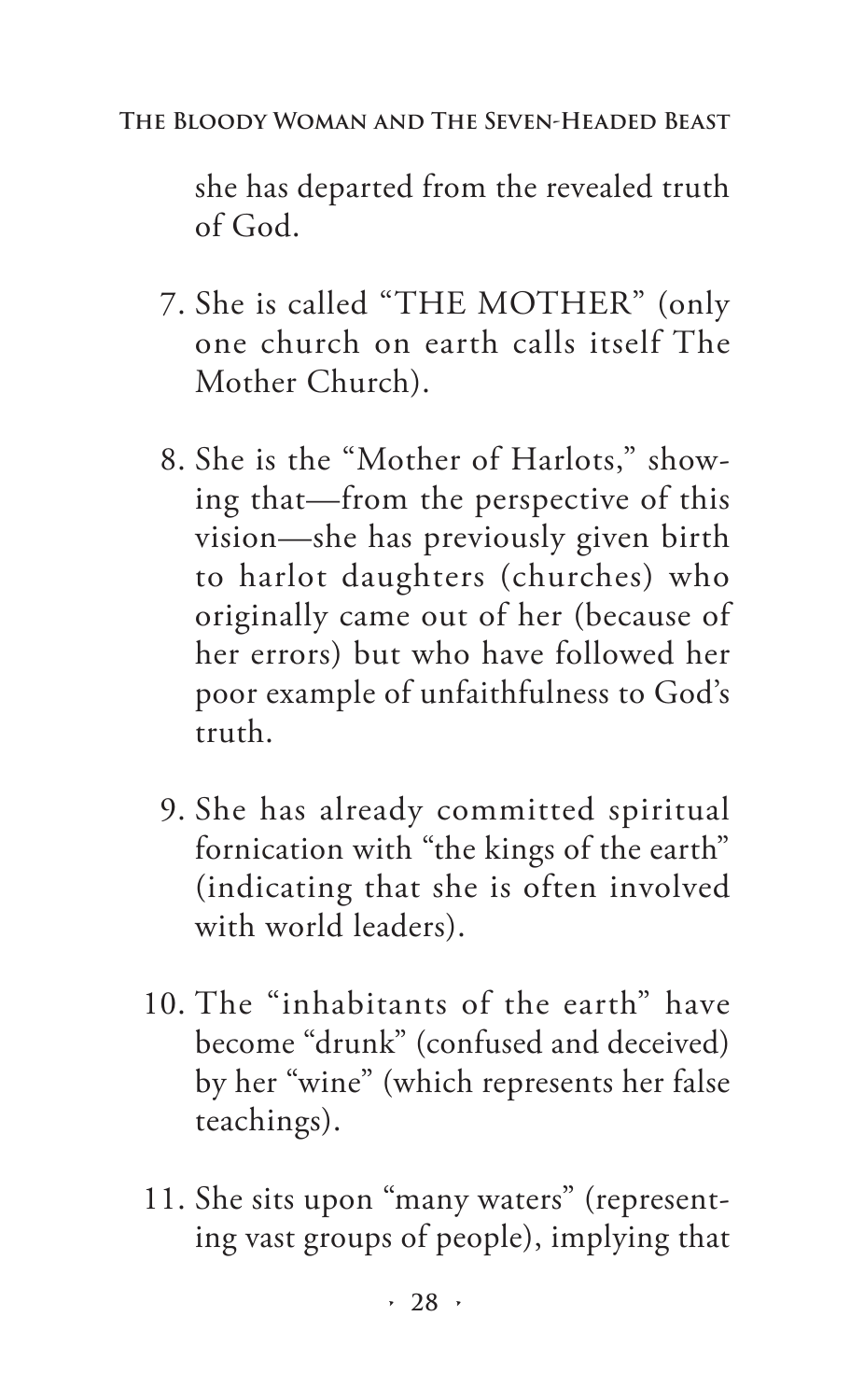she has departed from the revealed truth of God.

7. She is called "THE MOTHER" (only one church on earth calls itself The Mother Church).

8. She is the "Mother of Harlots," showing that—from the perspective of this vision—she has previously given birth to harlot daughters (churches) who originally came out of her (because of her errors) but who have followed her poor example of unfaithfulness to God's truth.

9. She has already committed spiritual fornication with "the kings of the earth" (indicating that she is often involved with world leaders).

10. The "inhabitants of the earth" have become "drunk" (confused and deceived) by her "wine" (which represents her false teachings).

11. She sits upon "many waters" (representing vast groups of people), implying that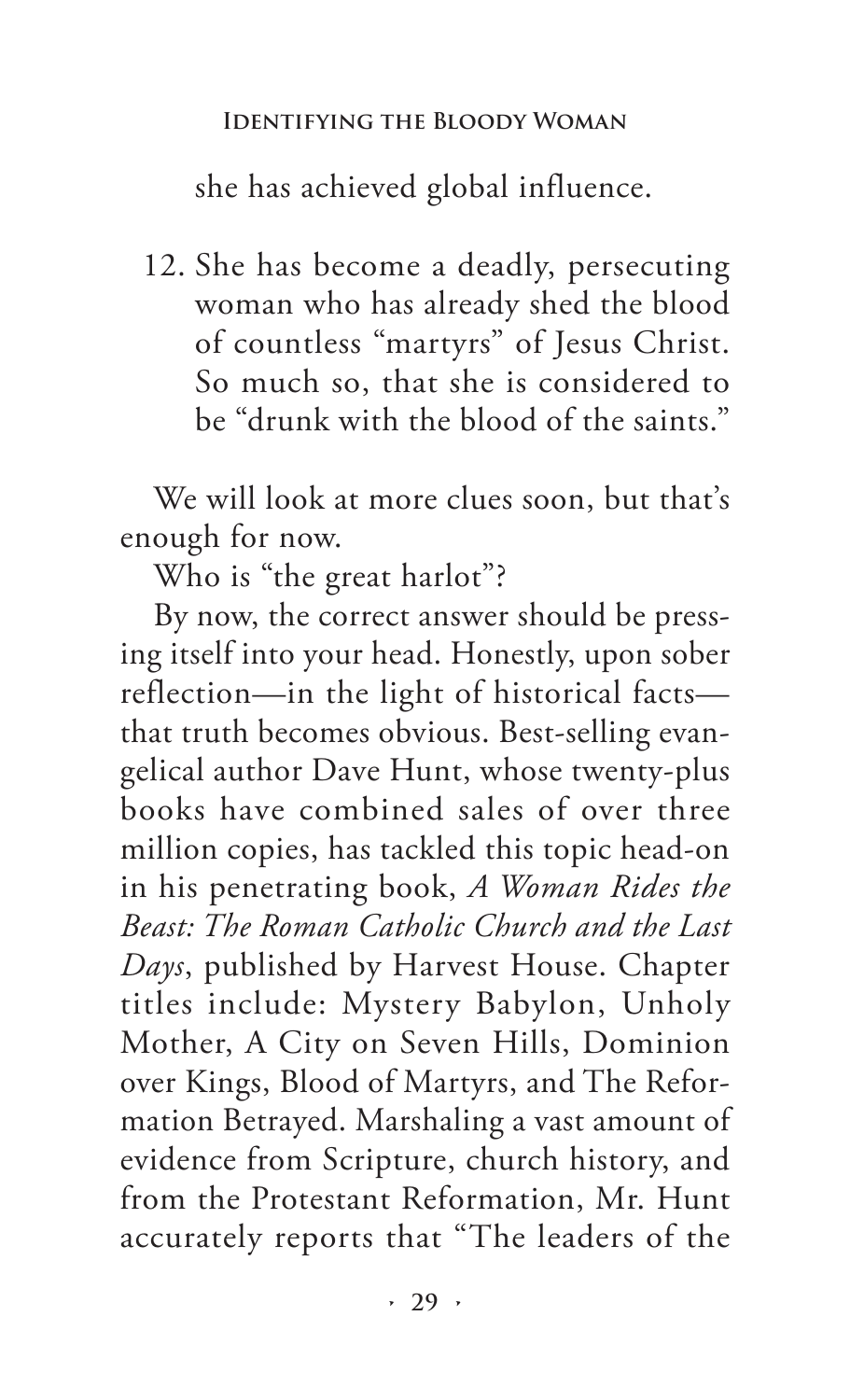she has achieved global influence.

12. She has become a deadly, persecuting woman who has already shed the blood of countless "martyrs" of Jesus Christ. So much so, that she is considered to be "drunk with the blood of the saints."

We will look at more clues soon, but that's enough for now.

Who is "the great harlot"?

By now, the correct answer should be pressing itself into your head. Honestly, upon sober reflection—in the light of historical facts—that truth becomes obvious. Best-selling evangelical author Dave Hunt, whose twenty-plus books have combined sales of over three million copies, has tackled this topic head-on in his penetrating book, *A Woman Rides the Beast: The Roman Catholic Church and the Last Days*, published by Harvest House. Chapter titles include: Mystery Babylon, Unholy Mother, A City on Seven Hills, Dominion over Kings, Blood of Martyrs, and The Reformation Betrayed. Marshaling a vast amount of evidence from Scripture, church history, and from the Protestant Reformation, Mr. Hunt accurately reports that "The leaders of the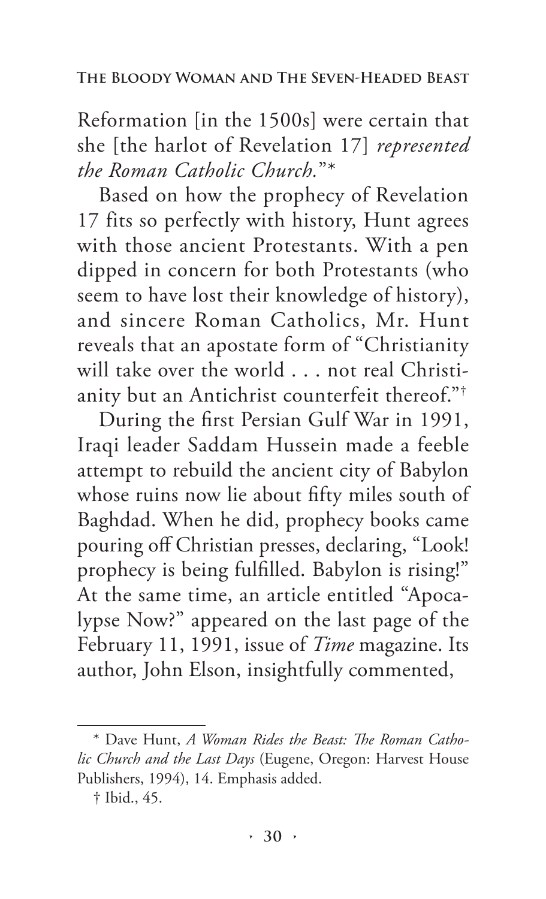Reformation [in the 1500s] were certain that she [the harlot of Revelation 17] *represented the Roman Catholic Church*."*

Based on how the prophecy of Revelation 17 fits so perfectly with history, Hunt agrees with those ancient Protestants. With a pen dipped in concern for both Protestants (who seem to have lost their knowledge of history), and sincere Roman Catholics, Mr. Hunt reveals that an apostate form of "Christianity will take over the world . . . not real Christianity but an Antichrist counterfeit thereof."†

During the first Persian Gulf War in 1991, Iraqi leader Saddam Hussein made a feeble attempt to rebuild the ancient city of Babylon whose ruins now lie about fifty miles south of Baghdad. When he did, prophecy books came pouring off Christian presses, declaring, "Look! prophecy is being fulfilled. Babylon is rising!" At the same time, an article entitled "Apocalypse Now?" appeared on the last page of the February 11, 1991, issue of *Time* magazine. Its author, John Elson, insightfully commented,

---

\* Dave Hunt, *A Woman Rides the Beast: The Roman Catholic Church and the Last Days* (Eugene, Oregon: Harvest House Publishers, 1994), 14. Emphasis added.

† Ibid., 45.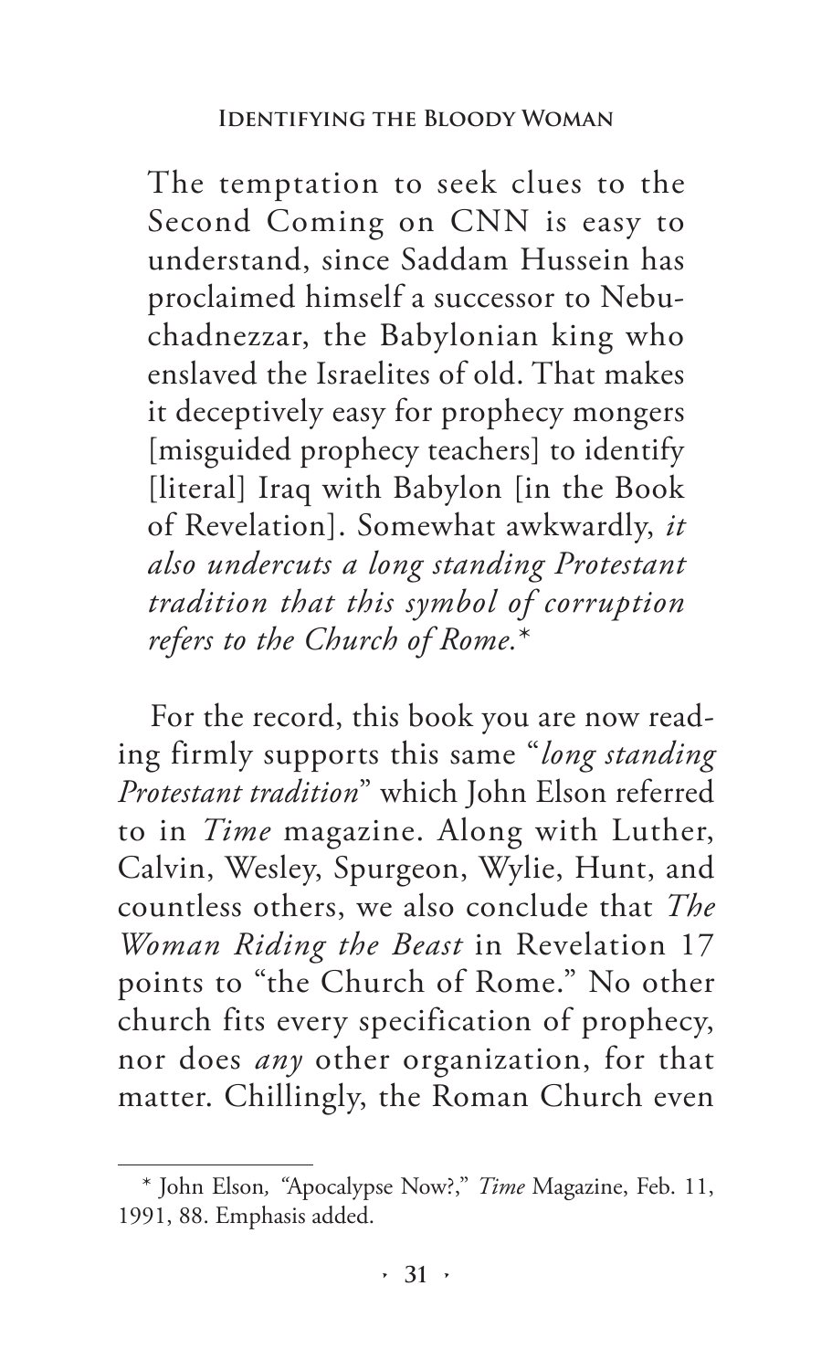The temptation to seek clues to the Second Coming on CNN is easy to understand, since Saddam Hussein has proclaimed himself a successor to Nebuchadnezzar, the Babylonian king who enslaved the Israelites of old. That makes it deceptively easy for prophecy mongers [misguided prophecy teachers] to identify [literal] Iraq with Babylon [in the Book of Revelation]. Somewhat awkwardly, *it also undercuts a long standing Protestant tradition that this symbol of corruption refers to the Church of Rome.**

For the record, this book you are now reading firmly supports this same "*long standing Protestant tradition*" which John Elson referred to in *Time* magazine. Along with Luther, Calvin, Wesley, Spurgeon, Wylie, Hunt, and countless others, we also conclude that *The Woman Riding the Beast* in Revelation 17 points to "the Church of Rome." No other church fits every specification of prophecy, nor does *any* other organization, for that matter. Chillingly, the Roman Church even

---

* John Elson, "Apocalypse Now?," *Time* Magazine, Feb. 11, 1991, 88. Emphasis added.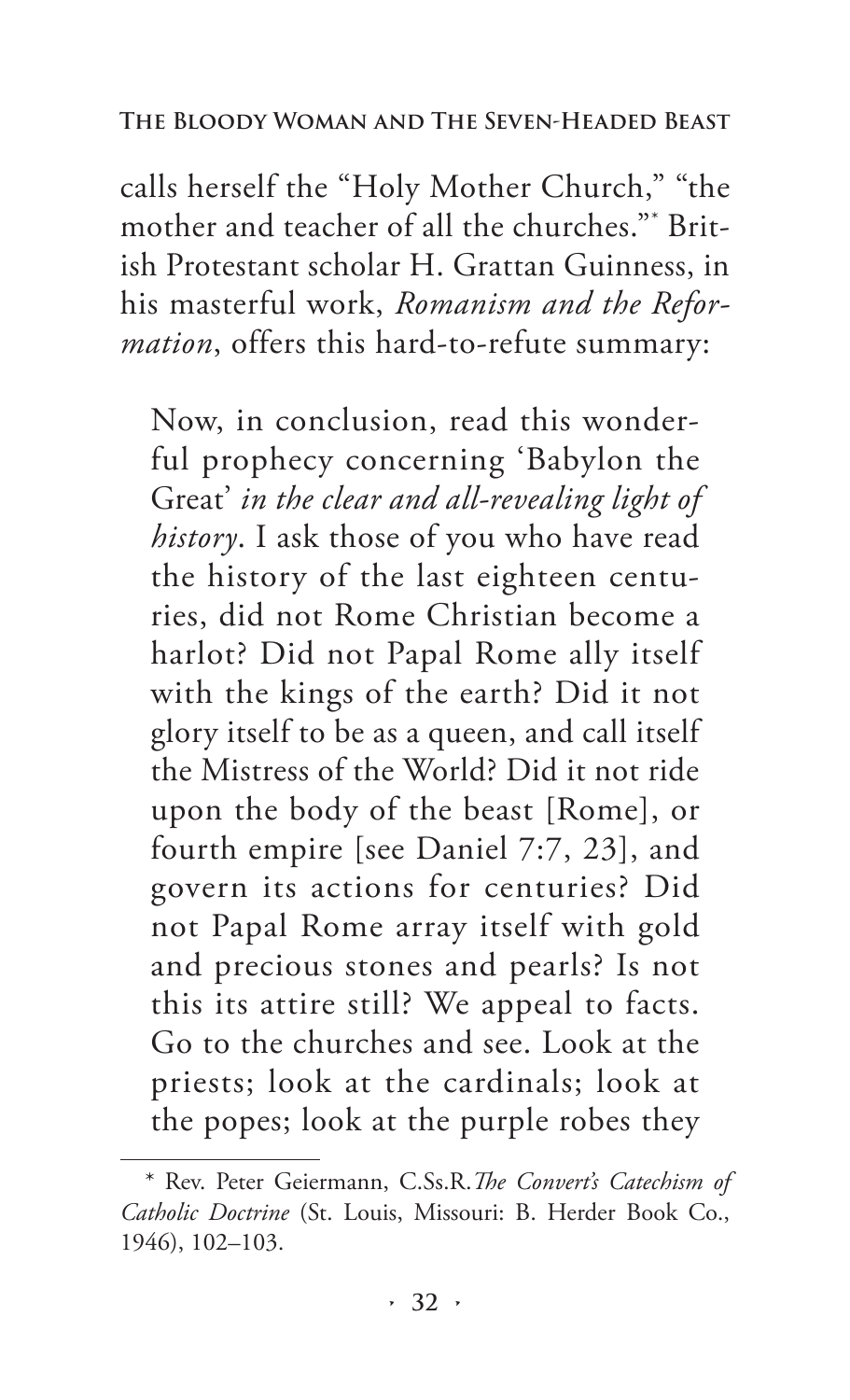calls herself the "Holy Mother Church," "the mother and teacher of all the churches."* British Protestant scholar H. Grattan Guinness, in his masterful work, *Romanism and the Reformation*, offers this hard-to-refute summary:

> Now, in conclusion, read this wonderful prophecy concerning 'Babylon the Great' *in the clear and all-revealing light of history*. I ask those of you who have read the history of the last eighteen centuries, did not Rome Christian become a harlot? Did not Papal Rome ally itself with the kings of the earth? Did it not glory itself to be as a queen, and call itself the Mistress of the World? Did it not ride upon the body of the beast [Rome], or fourth empire [see Daniel 7:7, 23], and govern its actions for centuries? Did not Papal Rome array itself with gold and precious stones and pearls? Is not this its attire still? We appeal to facts. Go to the churches and see. Look at the priests; look at the cardinals; look at the popes; look at the purple robes they

---

\* Rev. Peter Geiermann, C.Ss.R. *The Convert's Catechism of Catholic Doctrine* (St. Louis, Missouri: B. Herder Book Co., 1946), 102–103.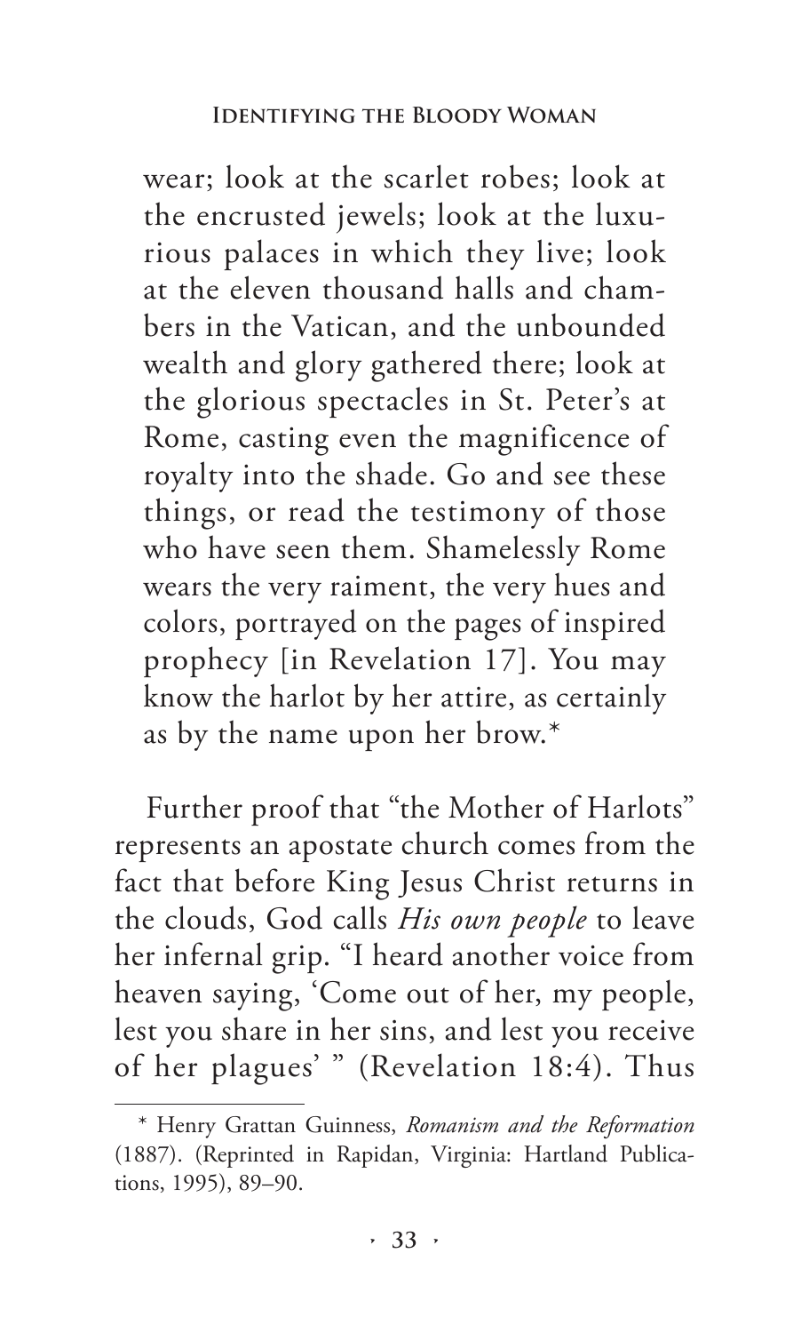wear; look at the scarlet robes; look at the encrusted jewels; look at the luxurious palaces in which they live; look at the eleven thousand halls and chambers in the Vatican, and the unbounded wealth and glory gathered there; look at the glorious spectacles in St. Peter's at Rome, casting even the magnificence of royalty into the shade. Go and see these things, or read the testimony of those who have seen them. Shamelessly Rome wears the very raiment, the very hues and colors, portrayed on the pages of inspired prophecy [in Revelation 17]. You may know the harlot by her attire, as certainly as by the name upon her brow.*

Further proof that "the Mother of Harlots" represents an apostate church comes from the fact that before King Jesus Christ returns in the clouds, God calls *His own people* to leave her infernal grip. "I heard another voice from heaven saying, 'Come out of her, my people, lest you share in her sins, and lest you receive of her plagues' " (Revelation 18:4). Thus

---

* Henry Grattan Guinness, *Romanism and the Reformation* (1887). (Reprinted in Rapidan, Virginia: Hartland Publications, 1995), 89–90.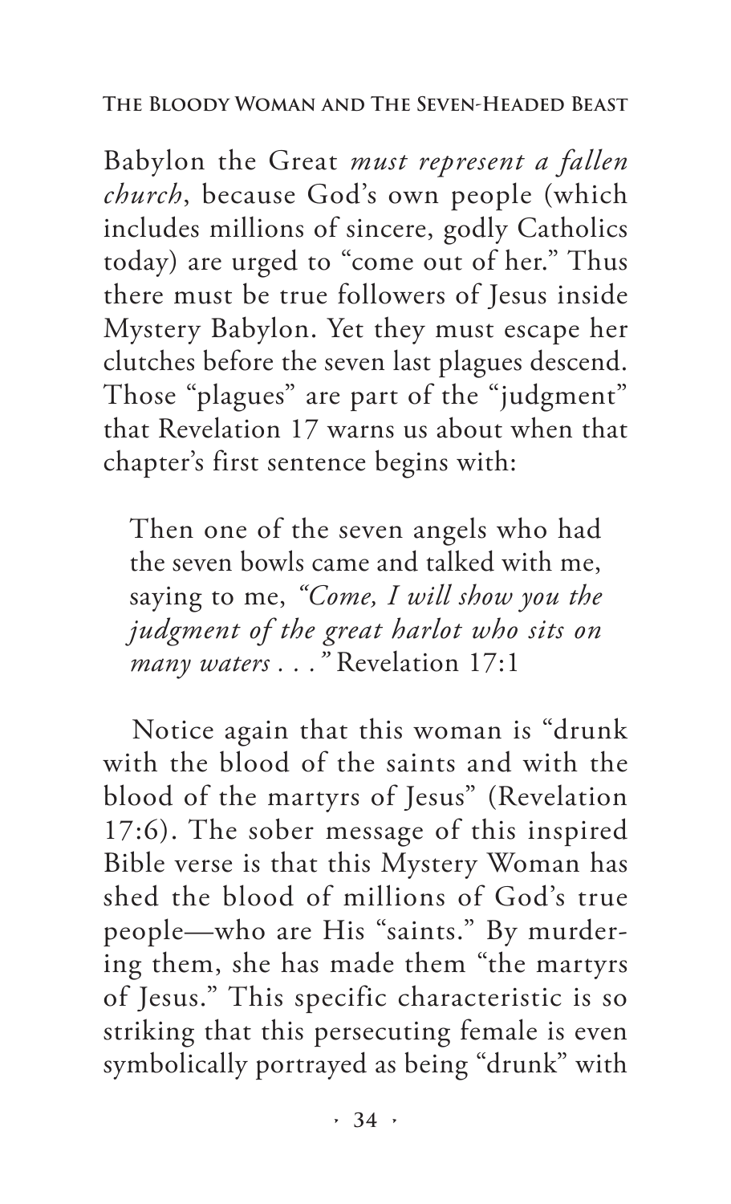Babylon the Great *must represent a fallen church*, because God's own people (which includes millions of sincere, godly Catholics today) are urged to "come out of her." Thus there must be true followers of Jesus inside Mystery Babylon. Yet they must escape her clutches before the seven last plagues descend. Those "plagues" are part of the "judgment" that Revelation 17 warns us about when that chapter's first sentence begins with:

> Then one of the seven angels who had the seven bowls came and talked with me, saying to me, *"Come, I will show you the judgment of the great harlot who sits on many waters . . ."* Revelation 17:1

Notice again that this woman is "drunk with the blood of the saints and with the blood of the martyrs of Jesus" (Revelation 17:6). The sober message of this inspired Bible verse is that this Mystery Woman has shed the blood of millions of God's true people—who are His "saints." By murdering them, she has made them "the martyrs of Jesus." This specific characteristic is so striking that this persecuting female is even symbolically portrayed as being "drunk" with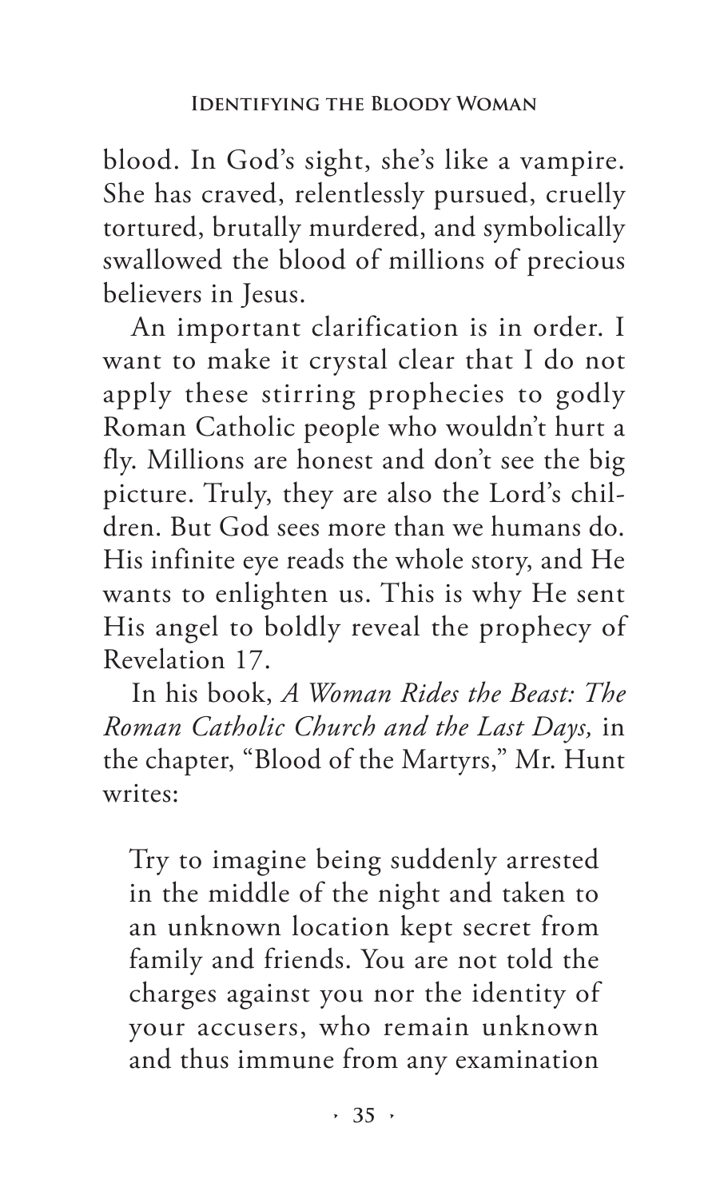blood. In God's sight, she's like a vampire. She has craved, relentlessly pursued, cruelly tortured, brutally murdered, and symbolically swallowed the blood of millions of precious believers in Jesus.

An important clarification is in order. I want to make it crystal clear that I do not apply these stirring prophecies to godly Roman Catholic people who wouldn't hurt a fly. Millions are honest and don't see the big picture. Truly, they are also the Lord's children. But God sees more than we humans do. His infinite eye reads the whole story, and He wants to enlighten us. This is why He sent His angel to boldly reveal the prophecy of Revelation 17.

In his book, *A Woman Rides the Beast: The Roman Catholic Church and the Last Days,* in the chapter, "Blood of the Martyrs," Mr. Hunt writes:

> Try to imagine being suddenly arrested in the middle of the night and taken to an unknown location kept secret from family and friends. You are not told the charges against you nor the identity of your accusers, who remain unknown and thus immune from any examination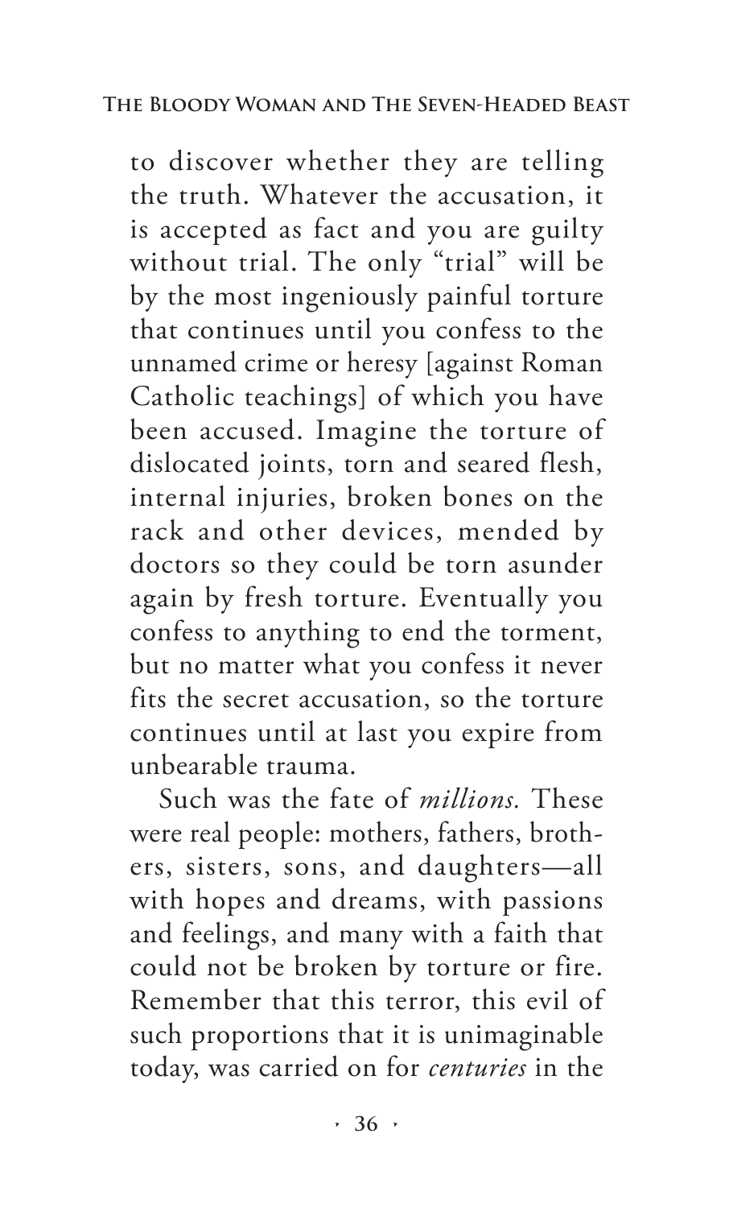to discover whether they are telling the truth. Whatever the accusation, it is accepted as fact and you are guilty without trial. The only "trial" will be by the most ingeniously painful torture that continues until you confess to the unnamed crime or heresy [against Roman Catholic teachings] of which you have been accused. Imagine the torture of dislocated joints, torn and seared flesh, internal injuries, broken bones on the rack and other devices, mended by doctors so they could be torn asunder again by fresh torture. Eventually you confess to anything to end the torment, but no matter what you confess it never fits the secret accusation, so the torture continues until at last you expire from unbearable trauma.

Such was the fate of *millions.* These were real people: mothers, fathers, brothers, sisters, sons, and daughters—all with hopes and dreams, with passions and feelings, and many with a faith that could not be broken by torture or fire. Remember that this terror, this evil of such proportions that it is unimaginable today, was carried on for *centuries* in the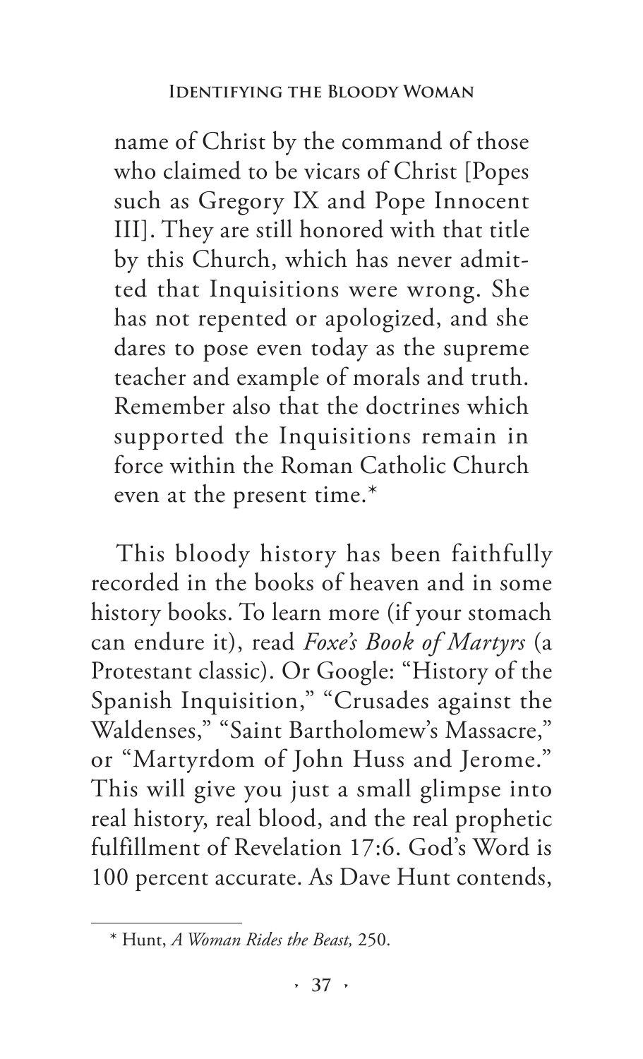> name of Christ by the command of those who claimed to be vicars of Christ [Popes such as Gregory IX and Pope Innocent III]. They are still honored with that title by this Church, which has never admitted that Inquisitions were wrong. She has not repented or apologized, and she dares to pose even today as the supreme teacher and example of morals and truth. Remember also that the doctrines which supported the Inquisitions remain in force within the Roman Catholic Church even at the present time.*

This bloody history has been faithfully recorded in the books of heaven and in some history books. To learn more (if your stomach can endure it), read *Foxe's Book of Martyrs* (a Protestant classic). Or Google: "History of the Spanish Inquisition," "Crusades against the Waldenses," "Saint Bartholomew's Massacre," or "Martyrdom of John Huss and Jerome." This will give you just a small glimpse into real history, real blood, and the real prophetic fulfillment of Revelation 17:6. God's Word is 100 percent accurate. As Dave Hunt contends,

---

\* Hunt, *A Woman Rides the Beast,* 250.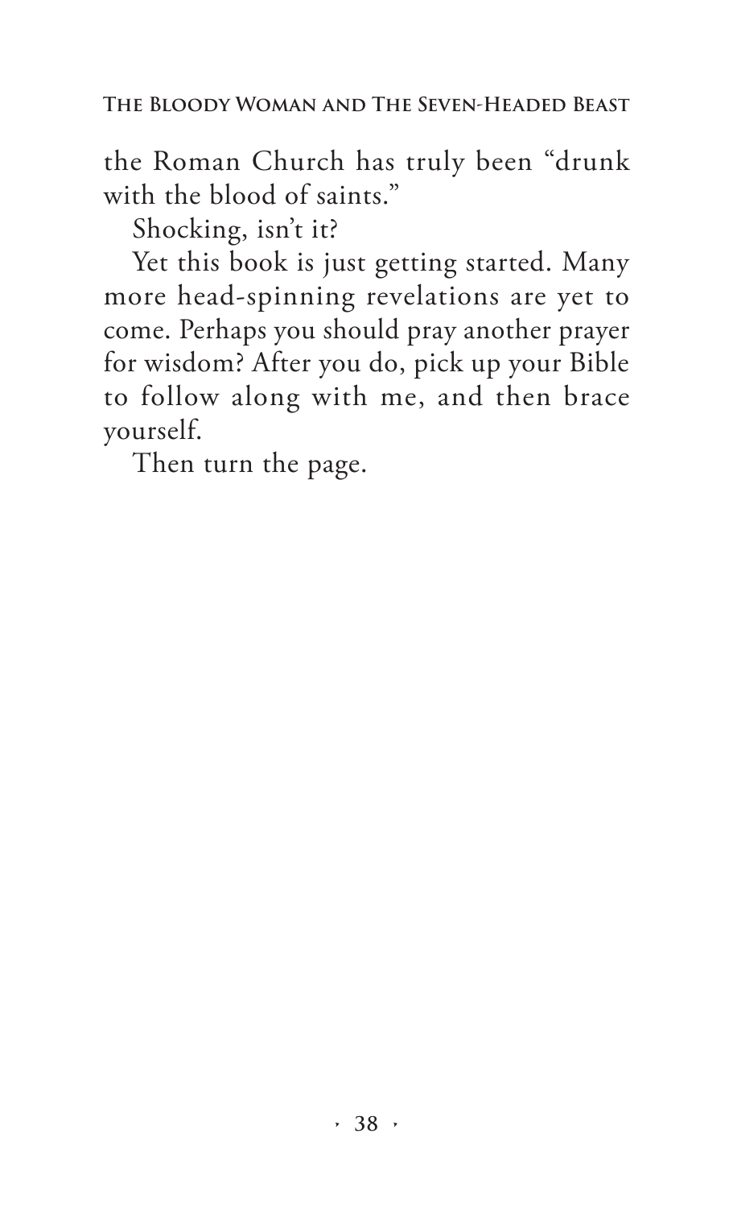the Roman Church has truly been "drunk with the blood of saints."

Shocking, isn't it?

Yet this book is just getting started. Many more head-spinning revelations are yet to come. Perhaps you should pray another prayer for wisdom? After you do, pick up your Bible to follow along with me, and then brace yourself.

Then turn the page.